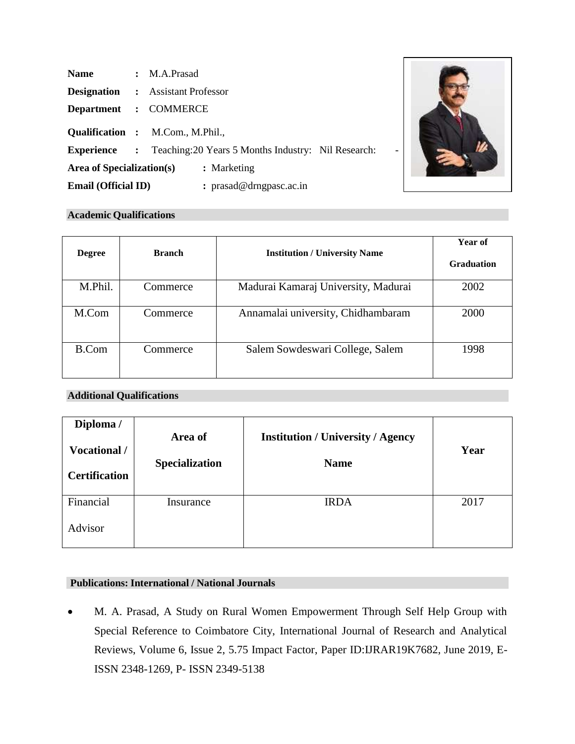**Name** : M.A.Prasad

**Designation** : Assistant Professor

**Department** : COMMERCE

**Qualification** : M.Com., M.Phil.,

**Experience** : Teaching:20 Years 5 Months Industry: Nil Research: -

**Area of Specialization(s)** : Marketing

**Email (Official ID)** : prasad@drngpasc.ac.in

## Academic Qualifications

| Degree | Branch | Institution / University Name | Year of Graduation |
|---|---|---|---|
| M.Phil. | Commerce | Madurai Kamaraj University, Madurai | 2002 |
| M.Com | Commerce | Annamalai university, Chidhambaram | 2000 |
| B.Com | Commerce | Salem Sowdeswari College, Salem | 1998 |

## Additional Qualifications

| Diploma / Vocational / Certification | Area of Specialization | Institution / University / Agency Name | Year |
|---|---|---|---|
| Financial Advisor | Insurance | IRDA | 2017 |

## Publications: International / National Journals

- M. A. Prasad, A Study on Rural Women Empowerment Through Self Help Group with Special Reference to Coimbatore City, International Journal of Research and Analytical Reviews, Volume 6, Issue 2, 5.75 Impact Factor, Paper ID:IJRAR19K7682, June 2019, E-ISSN 2348-1269, P- ISSN 2349-5138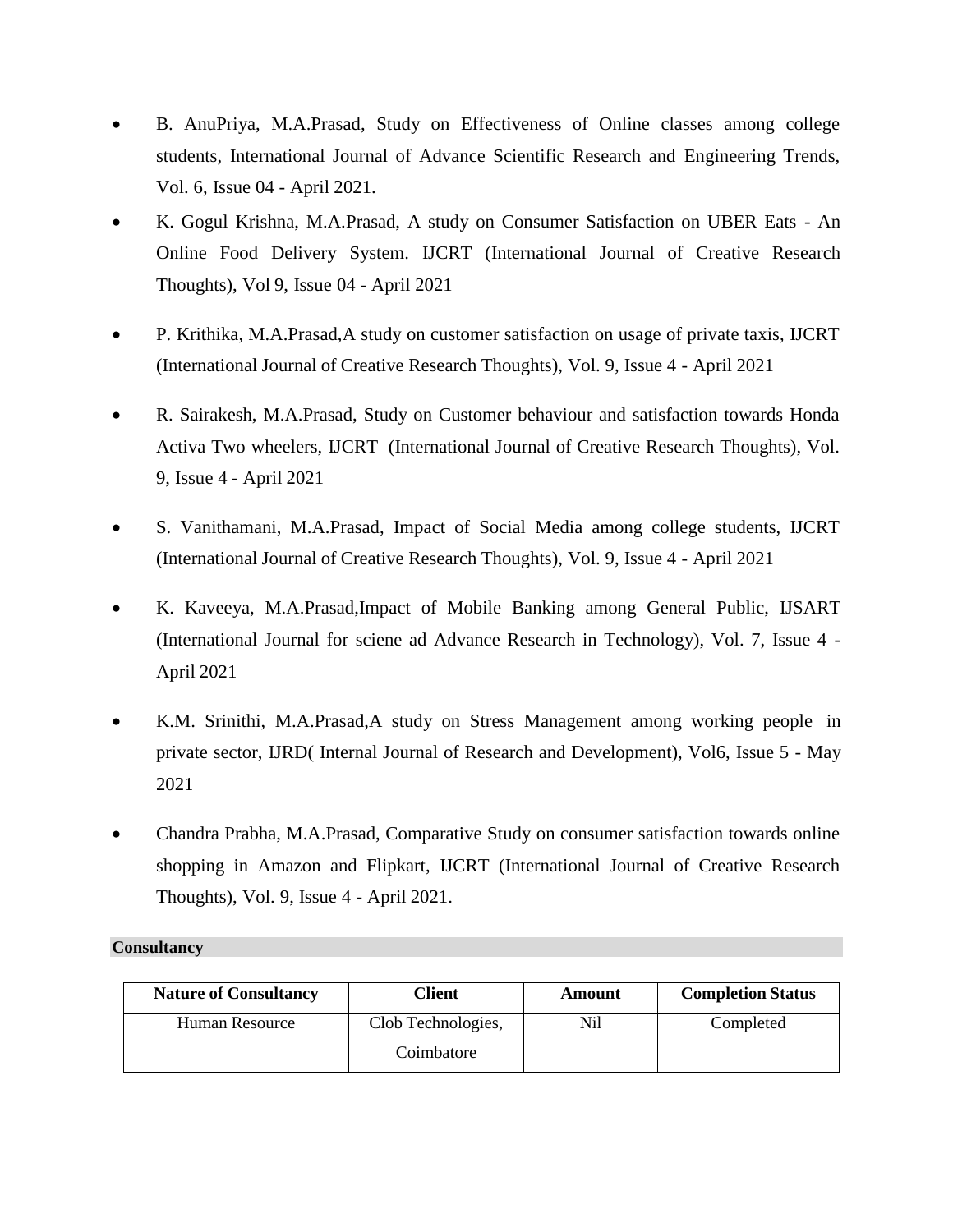- B. AnuPriya, M.A.Prasad, Study on Effectiveness of Online classes among college students, International Journal of Advance Scientific Research and Engineering Trends, Vol. 6, Issue 04 - April 2021.
- K. Gogul Krishna, M.A.Prasad, A study on Consumer Satisfaction on UBER Eats - An Online Food Delivery System. IJCRT (International Journal of Creative Research Thoughts), Vol 9, Issue 04 - April 2021
- P. Krithika, M.A.Prasad,A study on customer satisfaction on usage of private taxis, IJCRT (International Journal of Creative Research Thoughts), Vol. 9, Issue 4 - April 2021
- R. Sairakesh, M.A.Prasad, Study on Customer behaviour and satisfaction towards Honda Activa Two wheelers, IJCRT (International Journal of Creative Research Thoughts), Vol. 9, Issue 4 - April 2021
- S. Vanithamani, M.A.Prasad, Impact of Social Media among college students, IJCRT (International Journal of Creative Research Thoughts), Vol. 9, Issue 4 - April 2021
- K. Kaveeya, M.A.Prasad,Impact of Mobile Banking among General Public, IJSART (International Journal for sciene ad Advance Research in Technology), Vol. 7, Issue 4 - April 2021
- K.M. Srinithi, M.A.Prasad,A study on Stress Management among working people in private sector, IJRD( Internal Journal of Research and Development), Vol6, Issue 5 - May 2021
- Chandra Prabha, M.A.Prasad, Comparative Study on consumer satisfaction towards online shopping in Amazon and Flipkart, IJCRT (International Journal of Creative Research Thoughts), Vol. 9, Issue 4 - April 2021.

**Consultancy**

| Nature of Consultancy | Client | Amount | Completion Status |
|---|---|---|---|
| Human Resource | Clob Technologies, Coimbatore | Nil | Completed |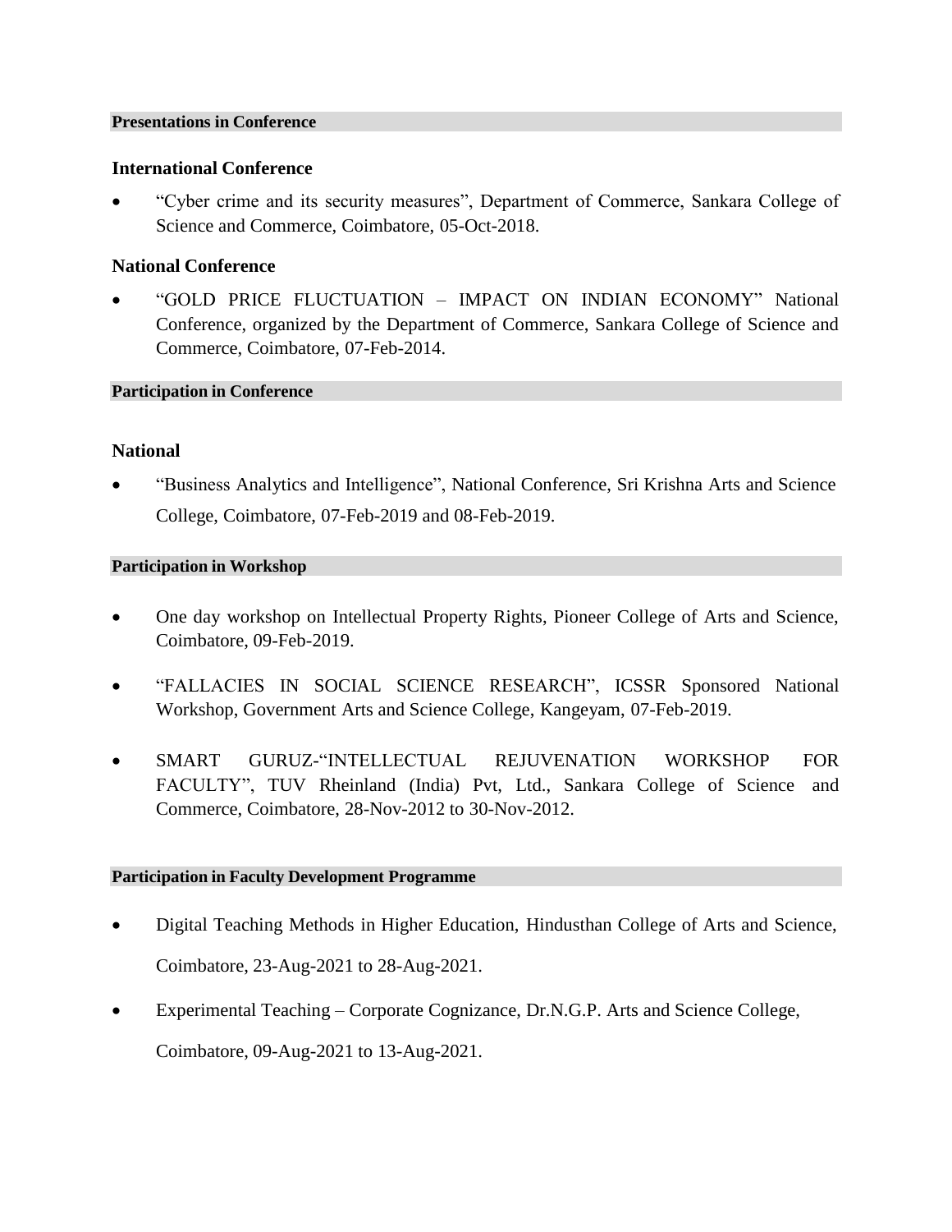## Presentations in Conference

### International Conference

- "Cyber crime and its security measures", Department of Commerce, Sankara College of Science and Commerce, Coimbatore, 05-Oct-2018.

### National Conference

- "GOLD PRICE FLUCTUATION – IMPACT ON INDIAN ECONOMY" National Conference, organized by the Department of Commerce, Sankara College of Science and Commerce, Coimbatore, 07-Feb-2014.

## Participation in Conference

### National

- "Business Analytics and Intelligence", National Conference, Sri Krishna Arts and Science College, Coimbatore, 07-Feb-2019 and 08-Feb-2019.

## Participation in Workshop

- One day workshop on Intellectual Property Rights, Pioneer College of Arts and Science, Coimbatore, 09-Feb-2019.
- "FALLACIES IN SOCIAL SCIENCE RESEARCH", ICSSR Sponsored National Workshop, Government Arts and Science College, Kangeyam, 07-Feb-2019.
- SMART GURUZ-"INTELLECTUAL REJUVENATION WORKSHOP FOR FACULTY", TUV Rheinland (India) Pvt, Ltd., Sankara College of Science and Commerce, Coimbatore, 28-Nov-2012 to 30-Nov-2012.

## Participation in Faculty Development Programme

- Digital Teaching Methods in Higher Education, Hindusthan College of Arts and Science, Coimbatore, 23-Aug-2021 to 28-Aug-2021.
- Experimental Teaching – Corporate Cognizance, Dr.N.G.P. Arts and Science College, Coimbatore, 09-Aug-2021 to 13-Aug-2021.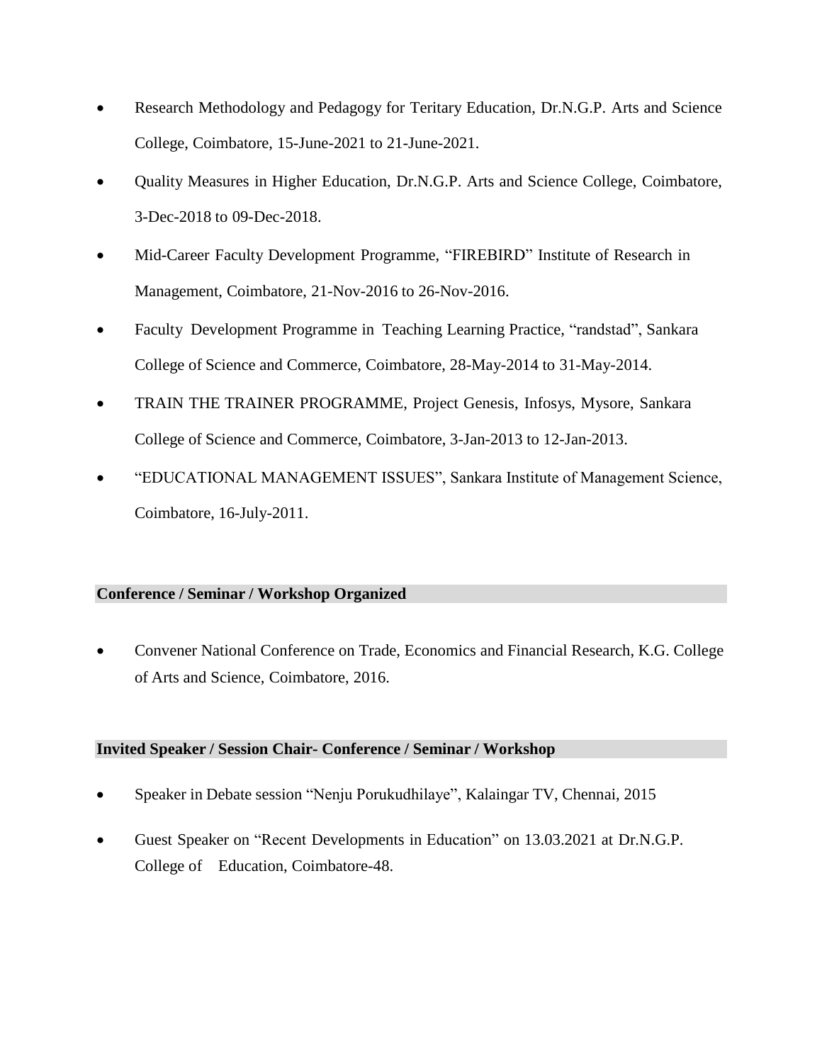- Research Methodology and Pedagogy for Teritary Education, Dr.N.G.P. Arts and Science College, Coimbatore, 15-June-2021 to 21-June-2021.
- Quality Measures in Higher Education, Dr.N.G.P. Arts and Science College, Coimbatore, 3-Dec-2018 to 09-Dec-2018.
- Mid-Career Faculty Development Programme, "FIREBIRD" Institute of Research in Management, Coimbatore, 21-Nov-2016 to 26-Nov-2016.
- Faculty Development Programme in Teaching Learning Practice, "randstad", Sankara College of Science and Commerce, Coimbatore, 28-May-2014 to 31-May-2014.
- TRAIN THE TRAINER PROGRAMME, Project Genesis, Infosys, Mysore, Sankara College of Science and Commerce, Coimbatore, 3-Jan-2013 to 12-Jan-2013.
- "EDUCATIONAL MANAGEMENT ISSUES", Sankara Institute of Management Science, Coimbatore, 16-July-2011.

## Conference / Seminar / Workshop Organized

- Convener National Conference on Trade, Economics and Financial Research, K.G. College of Arts and Science, Coimbatore, 2016.

## Invited Speaker / Session Chair- Conference / Seminar / Workshop

- Speaker in Debate session "Nenju Porukudhilaye", Kalaingar TV, Chennai, 2015
- Guest Speaker on "Recent Developments in Education" on 13.03.2021 at Dr.N.G.P. College of Education, Coimbatore-48.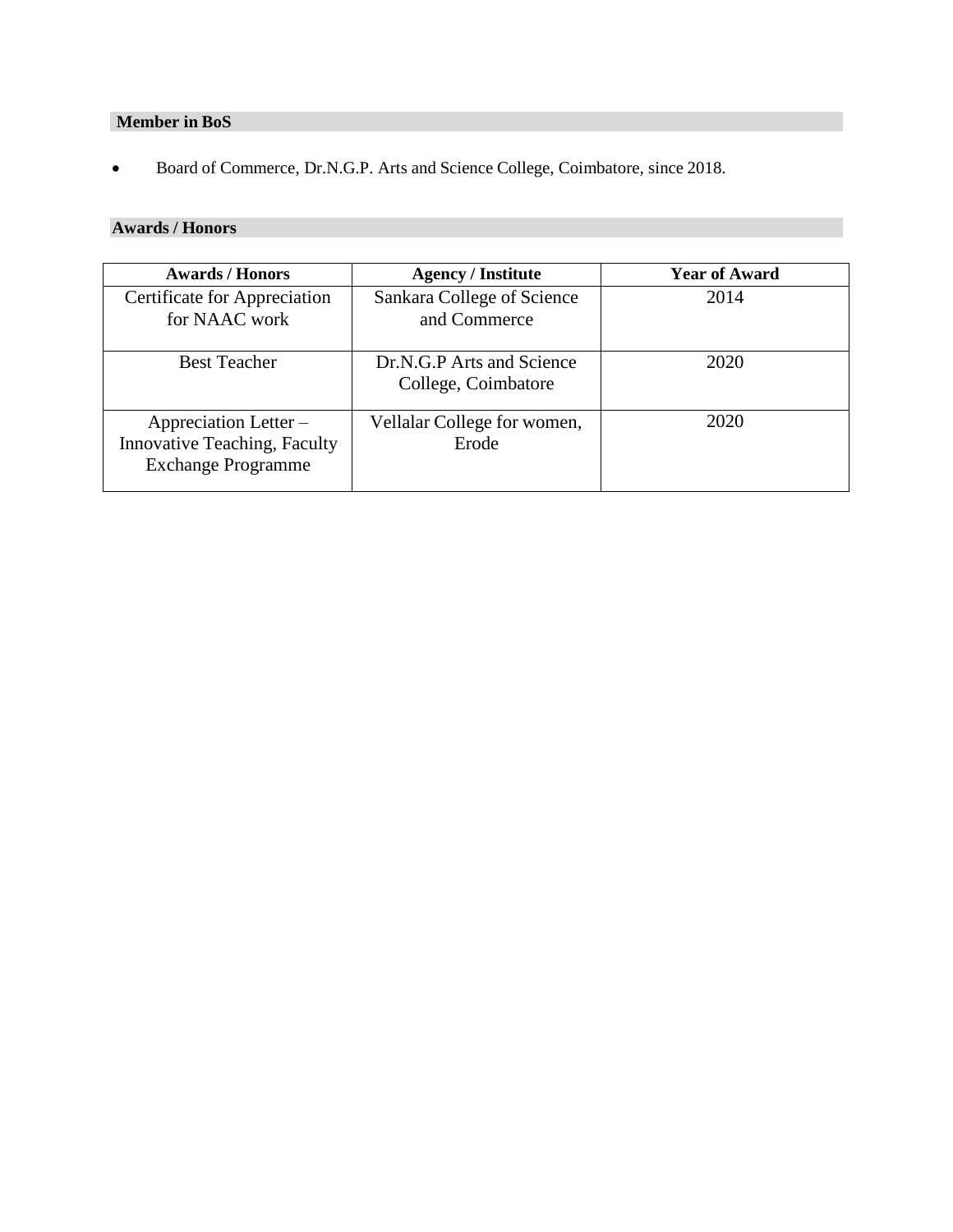## Member in BoS

- Board of Commerce, Dr.N.G.P. Arts and Science College, Coimbatore, since 2018.

## Awards / Honors

| Awards / Honors | Agency / Institute | Year of Award |
| --- | --- | --- |
| Certificate for Appreciation for NAAC work | Sankara College of Science and Commerce | 2014 |
| Best Teacher | Dr.N.G.P Arts and Science College, Coimbatore | 2020 |
| Appreciation Letter – Innovative Teaching, Faculty Exchange Programme | Vellalar College for women, Erode | 2020 |